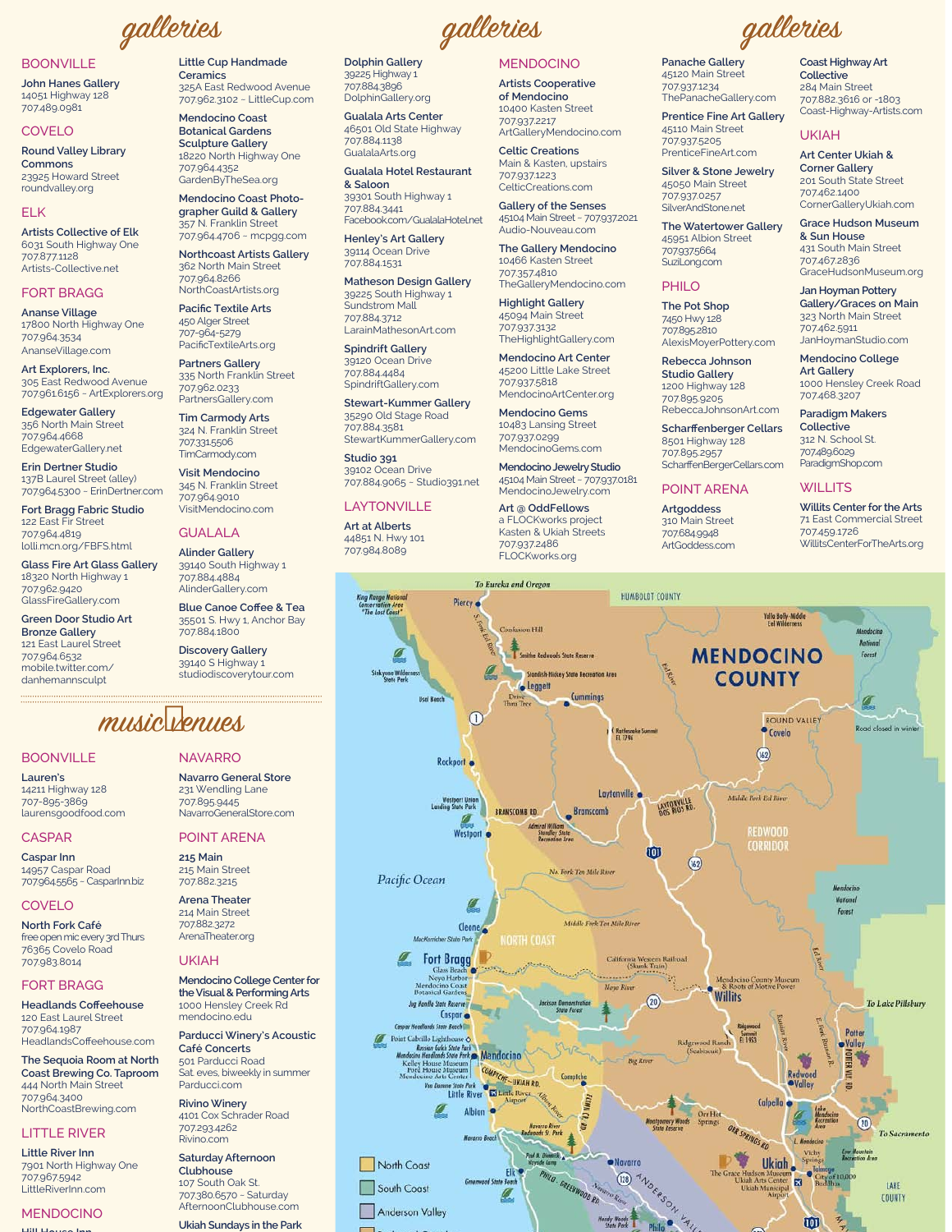# galleries

## BOONVILLE

**John Hanes Gallery**
14051 Highway 128
707.489.0981

## COVELO

**Round Valley Library Commons**
23925 Howard Street
roundvalley.org

## ELK

**Artists Collective of Elk**
6031 South Highway One
707.877.1128
Artists-Collective.net

## FORT BRAGG

**Ananse Village**
17800 North Highway One
707.964.3534
AnanseVillage.com

**Art Explorers, Inc.**
305 East Redwood Avenue
707.961.6156 – ArtExplorers.org

**Edgewater Gallery**
356 North Main Street
707.964.4668
EdgewaterGallery.net

**Erin Dertner Studio**
137B Laurel Street (alley)
707.964.5300 – ErinDertner.com

**Fort Bragg Fabric Studio**
122 East Fir Street
707.964.4819
lolli.mcn.org/FBFS.html

**Glass Fire Art Glass Gallery**
18320 North Highway 1
707.962.9420
GlassFireGallery.com

**Green Door Studio Art Bronze Gallery**
121 East Laurel Street
707.964.6532
mobile.twitter.com/danhemannsculpt

**Little Cup Handmade Ceramics**
325A East Redwood Avenue
707.962.3102 – LittleCup.com

**Mendocino Coast Botanical Gardens Sculpture Gallery**
18220 North Highway One
707.964.4352
GardenByTheSea.org

**Mendocino Coast Photographer Guild & Gallery**
357 N. Franklin Street
707.964.4706 – mcpgg.com

**Northcoast Artists Gallery**
362 North Main Street
707.964.8266
NorthCoastArtists.org

**Pacific Textile Arts**
450 Alger Street
707-964-5279
PacificTextileArts.org

**Partners Gallery**
335 North Franklin Street
707.962.0233
PartnersGallery.com

**Tim Carmody Arts**
324 N. Franklin Street
707.331.5506
TimCarmody.com

**Visit Mendocino**
345 N. Franklin Street
707.964.9010
VisitMendocino.com

## GUALALA

**Alinder Gallery**
39140 South Highway 1
707.884.4884
AlinderGallery.com

**Blue Canoe Coffee & Tea**
35501 S. Hwy 1, Anchor Bay
707.884.1800

**Discovery Gallery**
39140 S Highway 1
studiodiscoverytour.com

**Dolphin Gallery**
39225 Highway 1
707.884.3896
DolphinGallery.org

**Gualala Arts Center**
46501 Old State Highway
707.884.1138
GualalaArts.org

**Gualala Hotel Restaurant & Saloon**
39301 South Highway 1
707.884.3441
Facebook.com/GualalaHotel.net

**Henley's Art Gallery**
39114 Ocean Drive
707.884.1531

**Matheson Design Gallery**
39225 South Highway 1
Sundstrom Mall
707.884.3712
LarainMathesonArt.com

**Spindrift Gallery**
39120 Ocean Drive
707.884.4484
SpindriftGallery.com

**Stewart-Kummer Gallery**
35290 Old Stage Road
707.884.3581
StewartKummerGallery.com

**Studio 391**
39102 Ocean Drive
707.884.9065 – Studio391.net

## LAYTONVILLE

**Art at Alberts**
44851 N. Hwy 101
707.984.8089

## MENDOCINO

**Artists Cooperative of Mendocino**
10400 Kasten Street
707.937.2217
ArtGalleryMendocino.com

**Celtic Creations**
Main & Kasten, upstairs
707.937.1223
CelticCreations.com

**Gallery of the Senses**
45104 Main Street – 707.937.2021
Audio-Nouveau.com

**The Gallery Mendocino**
10466 Kasten Street
707.357.4810
TheGalleryMendocino.com

**Highlight Gallery**
45094 Main Street
707.937.3132
TheHighlightGallery.com

**Mendocino Art Center**
45200 Little Lake Street
707.937.5818
MendocinoArtCenter.org

**Mendocino Gems**
10483 Lansing Street
707.937.0299
MendocinoGems.com

**Mendocino Jewelry Studio**
45104 Main Street – 707.937.0181
MendocinoJewelry.com

**Art @ OddFellows**
a FLOCKworks project
Kasten & Ukiah Streets
707.937.2486
FLOCKworks.org

**Panache Gallery**
45120 Main Street
707.937.1234
ThePanacheGallery.com

**Prentice Fine Art Gallery**
45110 Main Street
707.937.5205
PrenticeFineArt.com

**Silver & Stone Jewelry**
45050 Main Street
707.937.0257
SilverAndStone.net

**The Watertower Gallery**
45951 Albion Street
707.937.5664
SuziLong.com

## PHILO

**The Pot Shop**
7450 Hwy 128
707.895.2810
AlexisMoyerPottery.com

**Rebecca Johnson Studio Gallery**
1200 Highway 128
707.895.9205
RebeccaJohnsonArt.com

**Scharffenberger Cellars**
8501 Highway 128
707.895.2957
ScharffenBergerCellars.com

## POINT ARENA

**Artgoddess**
310 Main Street
707.684.9948
ArtGoddess.com

**Coast Highway Art Collective**
284 Main Street
707.882.3616 or -1803
Coast-Highway-Artists.com

## UKIAH

**Art Center Ukiah & Corner Gallery**
201 South State Street
707.462.1400
CornerGalleryUkiah.com

**Grace Hudson Museum & Sun House**
431 South Main Street
707.467.2836
GraceHudsonMuseum.org

**Jan Hoyman Pottery Gallery/Graces on Main**
323 North Main Street
707.462.5911
JanHoymanStudio.com

**Mendocino College Art Gallery**
1000 Hensley Creek Road
707.468.3207

**Paradigm Makers Collective**
312 N. School St.
707.489.6029
ParadigmShop.com

## WILLITS

**Willits Center for the Arts**
71 East Commercial Street
707.459.1726
WillitsCenterForTheArts.org

# music venues

## BOONVILLE

**Lauren's**
14211 Highway 128
707-895-3869
laurensgoodfood.com

## CASPAR

**Caspar Inn**
14957 Caspar Road
707.964.5565 – CasparInn.biz

## COVELO

**North Fork Café**
free open mic every 3rd Thurs
76365 Covelo Road
707.983.8014

## FORT BRAGG

**Headlands Coffeehouse**
120 East Laurel Street
707.964.1987
HeadlandsCoffeehouse.com

**The Sequoia Room at North Coast Brewing Co. Taproom**
444 North Main Street
707.964.3400
NorthCoastBrewing.com

## LITTLE RIVER

**Little River Inn**
7901 North Highway One
707.937.5942
LittleRiverInn.com

## MENDOCINO

**Hill House Inn**

## NAVARRO

**Navarro General Store**
231 Wendling Lane
707.895.9445
NavarroGeneralStore.com

## POINT ARENA

**215 Main**
215 Main Street
707.882.3215

**Arena Theater**
214 Main Street
707.882.3272
ArenaTheater.org

## UKIAH

**Mendocino College Center for the Visual & Performing Arts**
1000 Hensley Creek Rd
mendocino.edu

**Parducci Winery's Acoustic Café Concerts**
501 Parducci Road
Sat. eves, biweekly in summer
Parducci.com

**Rivino Winery**
4101 Cox Schrader Road
707.293.4262
Rivino.com

**Saturday Afternoon Clubhouse**
107 South Oak St.
707.380.6570 – Saturday AfternoonClubhouse.com

**Ukiah Sundays in the Park**

# MENDOCINO COUNTY

North Coast
South Coast
Anderson Valley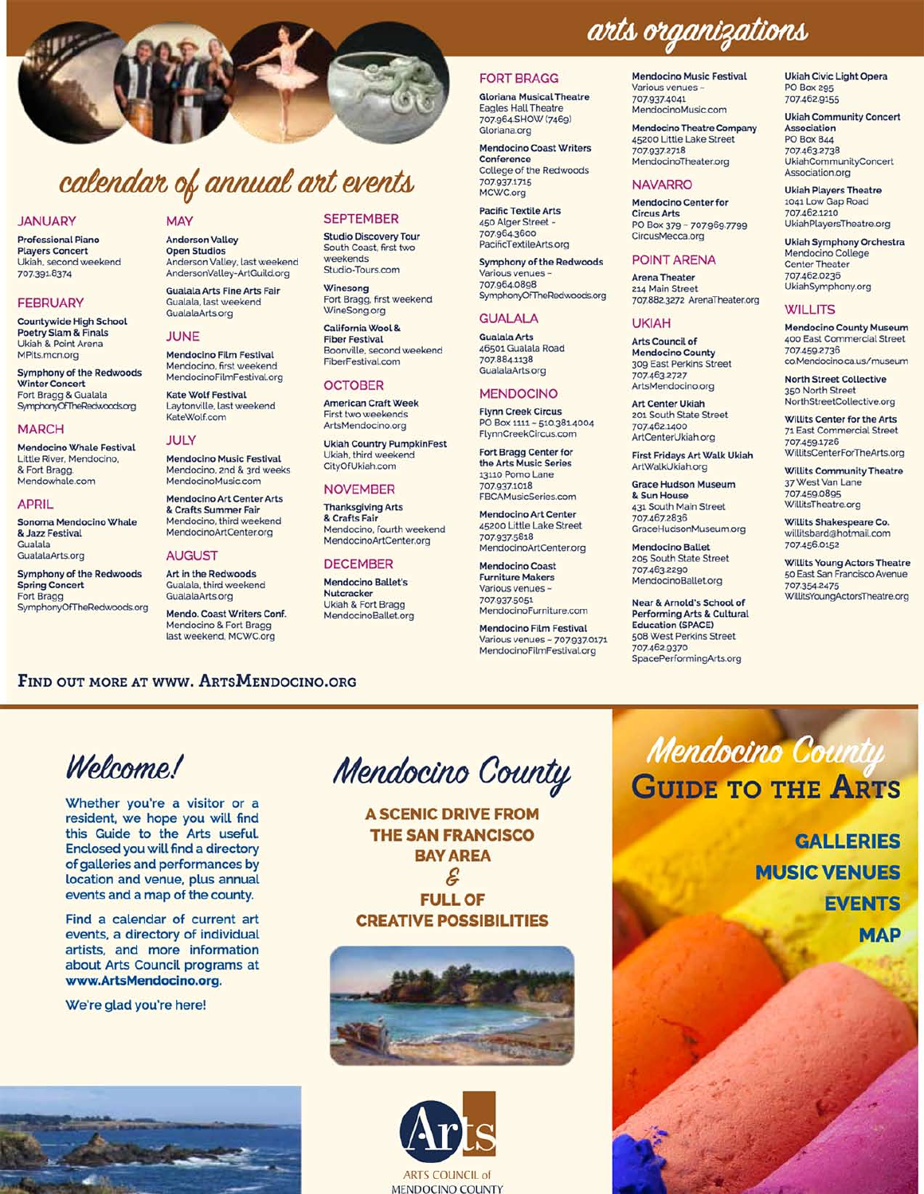# calendar of annual art events

## JANUARY

**Professional Piano Players Concert**
Ukiah, second weekend
707.391.8374

## FEBRUARY

**Countywide High School Poetry Slam & Finals**
Ukiah & Point Arena
MPits.mcn.org

**Symphony of the Redwoods Winter Concert**
Fort Bragg & Gualala
SymphonyOfTheRedwoods.org

## MARCH

**Mendocino Whale Festival**
Little River, Mendocino, & Fort Bragg
Mendowhale.com

## APRIL

**Sonoma Mendocino Whale & Jazz Festival**
Gualala
GualalaArts.org

**Symphony of the Redwoods Spring Concert**
Fort Bragg
SymphonyOfTheRedwoods.org

## MAY

**Anderson Valley Open Studios**
Anderson Valley, last weekend
AndersonValley-ArtGuild.org

**Gualala Arts Fine Arts Fair**
Gualala, last weekend
GualalaArts.org

## JUNE

**Mendocino Film Festival**
Mendocino, first weekend
MendocinoFilmFestival.org

**Kate Wolf Festival**
Laytonville, last weekend
KateWolf.com

## JULY

**Mendocino Music Festival**
Mendocino, 2nd & 3rd weeks
MendocinoMusic.com

**Mendocino Art Center Arts & Crafts Summer Fair**
Mendocino, third weekend
MendocinoArtCenter.org

## AUGUST

**Art in the Redwoods**
Gualala, third weekend
GualalaArts.org

**Mendo. Coast Writers Conf.**
Mendocino & Fort Bragg
last weekend, MCWC.org

## SEPTEMBER

**Studio Discovery Tour**
South Coast, first two weekends
Studio-Tours.com

**Winesong**
Fort Bragg, first weekend
WineSong.org

**California Wool & Fiber Festival**
Boonville, second weekend
FiberFestival.com

## OCTOBER

**American Craft Week**
First two weekends
ArtsMendocino.org

**Ukiah Country PumpkinFest**
Ukiah, third weekend
CityOfUkiah.com

## NOVEMBER

**Thanksgiving Arts & Crafts Fair**
Mendocino, fourth weekend
MendocinoArtCenter.org

## DECEMBER

**Mendocino Ballet's Nutcracker**
Ukiah & Fort Bragg
MendocinoBallet.org

# arts organizations

## FORT BRAGG

**Gloriana Musical Theatre**
Eagles Hall Theatre
707.964.SHOW (7469)
Gloriana.org

**Mendocino Coast Writers Conference**
College of the Redwoods
707.937.1715
MCWC.org

**Pacific Textile Arts**
450 Alger Street –
707.964.3600
PacificTextileArts.org

**Symphony of the Redwoods**
Various venues –
707.964.0898
SymphonyOfTheRedwoods.org

## GUALALA

**Gualala Arts**
46501 Gualala Road
707.884.1138
GualalaArts.org

## MENDOCINO

**Flynn Creek Circus**
PO Box 1111 – 510.381.4004
FlynnCreekCircus.com

**Fort Bragg Center for the Arts Music Series**
13110 Pomo Lane
707.937.1018
FBCAMusicSeries.com

**Mendocino Art Center**
45200 Little Lake Street
707.937.5818
MendocinoArtCenter.org

**Mendocino Coast Furniture Makers**
Various venues –
707.937.5051
MendocinoFurniture.com

**Mendocino Film Festival**
Various venues – 707.937.0171
MendocinoFilmFestival.org

**Mendocino Music Festival**
Various venues –
707.937.4041
MendocinoMusic.com

**Mendocino Theatre Company**
45200 Little Lake Street
707.937.2718
MendocinoTheater.org

## NAVARRO

**Mendocino Center for Circus Arts**
PO Box 379 – 707.969.7799
CircusMecca.org

## POINT ARENA

**Arena Theater**
214 Main Street
707.882.3272 ArenaTheater.org

## UKIAH

**Arts Council of Mendocino County**
309 East Perkins Street
707.463.2727
ArtsMendocino.org

**Art Center Ukiah**
201 South State Street
707.462.1400
ArtCenterUkiah.org

**First Fridays Art Walk Ukiah**
ArtWalkUkiah.org

**Grace Hudson Museum & Sun House**
431 South Main Street
707.467.2836
GraceHudsonMuseum.org

**Mendocino Ballet**
205 South State Street
707.463.2290
MendocinoBallet.org

**Near & Arnold's School of Performing Arts & Cultural Education (SPACE)**
508 West Perkins Street
707.462.9370
SpacePerformingArts.org

**Ukiah Civic Light Opera**
PO Box 295
707.462.9155

**Ukiah Community Concert Association**
PO Box 844
707.463.2738
UkiahCommunityConcertAssociation.org

**Ukiah Players Theatre**
1041 Low Gap Road
707.462.1210
UkiahPlayersTheatre.org

**Ukiah Symphony Orchestra**
Mendocino College Center Theater
707.462.0236
UkiahSymphony.org

## WILLITS

**Mendocino County Museum**
400 East Commercial Street
707.459.2736
co.Mendocino.ca.us/museum

**North Street Collective**
350 North Street
NorthStreetCollective.org

**Willits Center for the Arts**
71 East Commercial Street
707.459.1726
WillitsCenterForTheArts.org

**Willits Community Theatre**
37 West Van Lane
707.459.0895
WillitsTheatre.org

**Willits Shakespeare Co.**
willitsbard@hotmail.com
707.456.0152

**Willits Young Actors Theatre**
50 East San Francisco Avenue
707.354.2475
WillitsYoungActorsTheatre.org

FIND OUT MORE AT WWW. ARTSMENDOCINO.ORG

# Welcome!

Whether you're a visitor or a resident, we hope you will find this Guide to the Arts useful. Enclosed you will find a directory of galleries and performances by location and venue, plus annual events and a map of the county.

Find a calendar of current art events, a directory of individual artists, and more information about Arts Council programs at **www.ArtsMendocino.org**.

We're glad you're here!

# Mendocino County

**A SCENIC DRIVE FROM THE SAN FRANCISCO BAY AREA & FULL OF CREATIVE POSSIBILITIES**

Arts

ARTS COUNCIL of MENDOCINO COUNTY

# Mendocino County GUIDE TO THE ARTS

**GALLERIES**
**MUSIC VENUES**
**EVENTS**
**MAP**